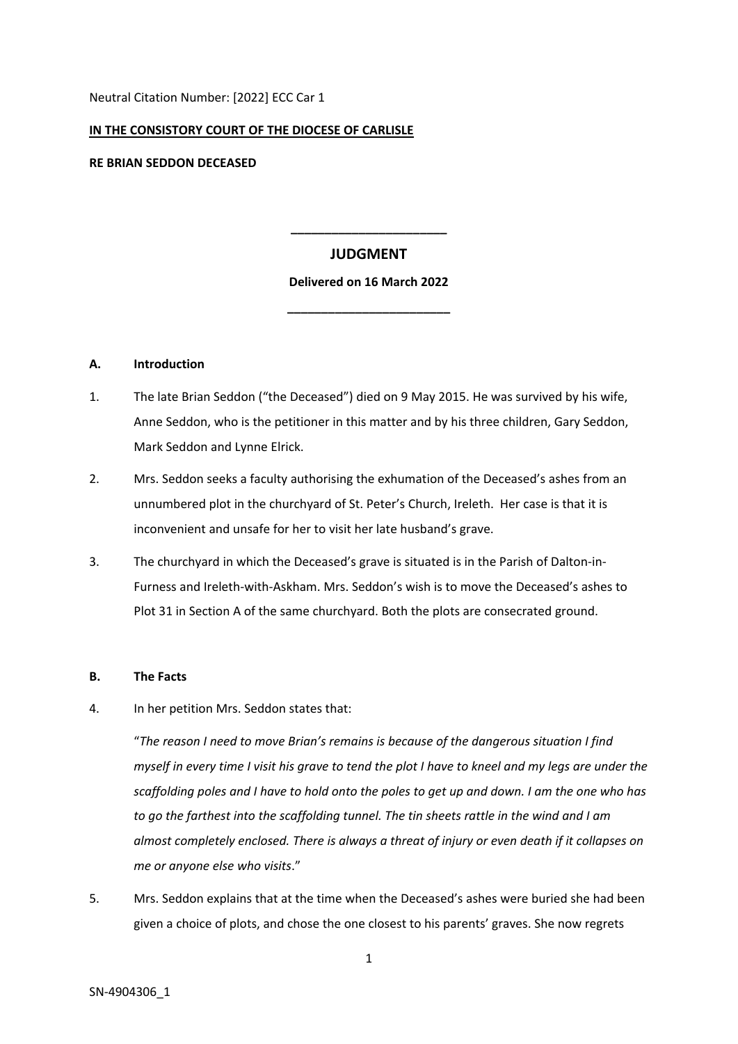Neutral Citation Number: [2022] ECC Car 1

**IN THE CONSISTORY COURT OF THE DIOCESE OF CARLISLE**

**RE BRIAN SEDDON DECEASED**

---

## JUDGMENT

**Delivered on 16 March 2022**

---

### A. Introduction

1. The late Brian Seddon ("the Deceased") died on 9 May 2015. He was survived by his wife, Anne Seddon, who is the petitioner in this matter and by his three children, Gary Seddon, Mark Seddon and Lynne Elrick.

2. Mrs. Seddon seeks a faculty authorising the exhumation of the Deceased's ashes from an unnumbered plot in the churchyard of St. Peter's Church, Ireleth. Her case is that it is inconvenient and unsafe for her to visit her late husband's grave.

3. The churchyard in which the Deceased's grave is situated is in the Parish of Dalton-in-Furness and Ireleth-with-Askham. Mrs. Seddon's wish is to move the Deceased's ashes to Plot 31 in Section A of the same churchyard. Both the plots are consecrated ground.

### B. The Facts

4. In her petition Mrs. Seddon states that:

   "*The reason I need to move Brian's remains is because of the dangerous situation I find myself in every time I visit his grave to tend the plot I have to kneel and my legs are under the scaffolding poles and I have to hold onto the poles to get up and down. I am the one who has to go the farthest into the scaffolding tunnel. The tin sheets rattle in the wind and I am almost completely enclosed. There is always a threat of injury or even death if it collapses on me or anyone else who visits*."

5. Mrs. Seddon explains that at the time when the Deceased's ashes were buried she had been given a choice of plots, and chose the one closest to his parents' graves. She now regrets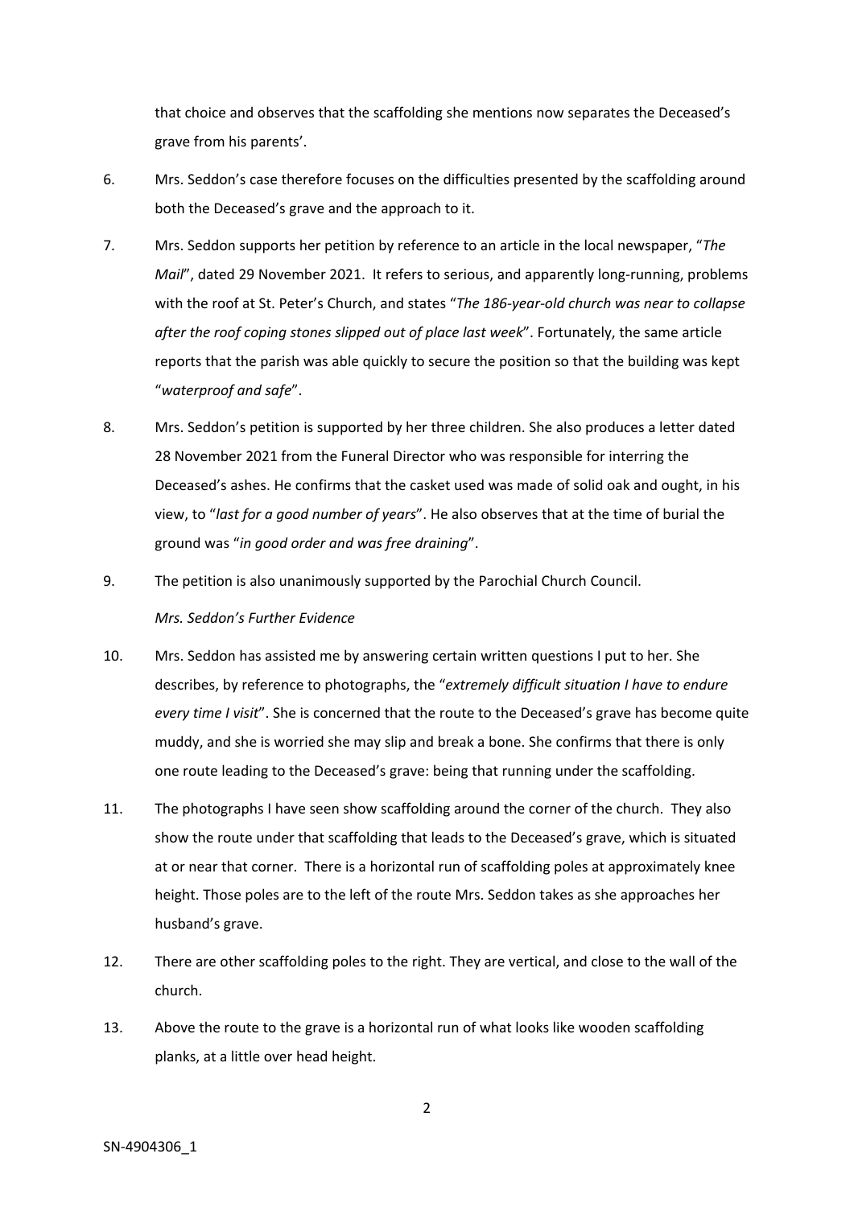that choice and observes that the scaffolding she mentions now separates the Deceased's grave from his parents'.

6. Mrs. Seddon's case therefore focuses on the difficulties presented by the scaffolding around both the Deceased's grave and the approach to it.

7. Mrs. Seddon supports her petition by reference to an article in the local newspaper, "*The Mail*", dated 29 November 2021. It refers to serious, and apparently long-running, problems with the roof at St. Peter's Church, and states "*The 186-year-old church was near to collapse after the roof coping stones slipped out of place last week*". Fortunately, the same article reports that the parish was able quickly to secure the position so that the building was kept "*waterproof and safe*".

8. Mrs. Seddon's petition is supported by her three children. She also produces a letter dated 28 November 2021 from the Funeral Director who was responsible for interring the Deceased's ashes. He confirms that the casket used was made of solid oak and ought, in his view, to "*last for a good number of years*". He also observes that at the time of burial the ground was "*in good order and was free draining*".

9. The petition is also unanimously supported by the Parochial Church Council.

*Mrs. Seddon's Further Evidence*

10. Mrs. Seddon has assisted me by answering certain written questions I put to her. She describes, by reference to photographs, the "*extremely difficult situation I have to endure every time I visit*". She is concerned that the route to the Deceased's grave has become quite muddy, and she is worried she may slip and break a bone. She confirms that there is only one route leading to the Deceased's grave: being that running under the scaffolding.

11. The photographs I have seen show scaffolding around the corner of the church. They also show the route under that scaffolding that leads to the Deceased's grave, which is situated at or near that corner. There is a horizontal run of scaffolding poles at approximately knee height. Those poles are to the left of the route Mrs. Seddon takes as she approaches her husband's grave.

12. There are other scaffolding poles to the right. They are vertical, and close to the wall of the church.

13. Above the route to the grave is a horizontal run of what looks like wooden scaffolding planks, at a little over head height.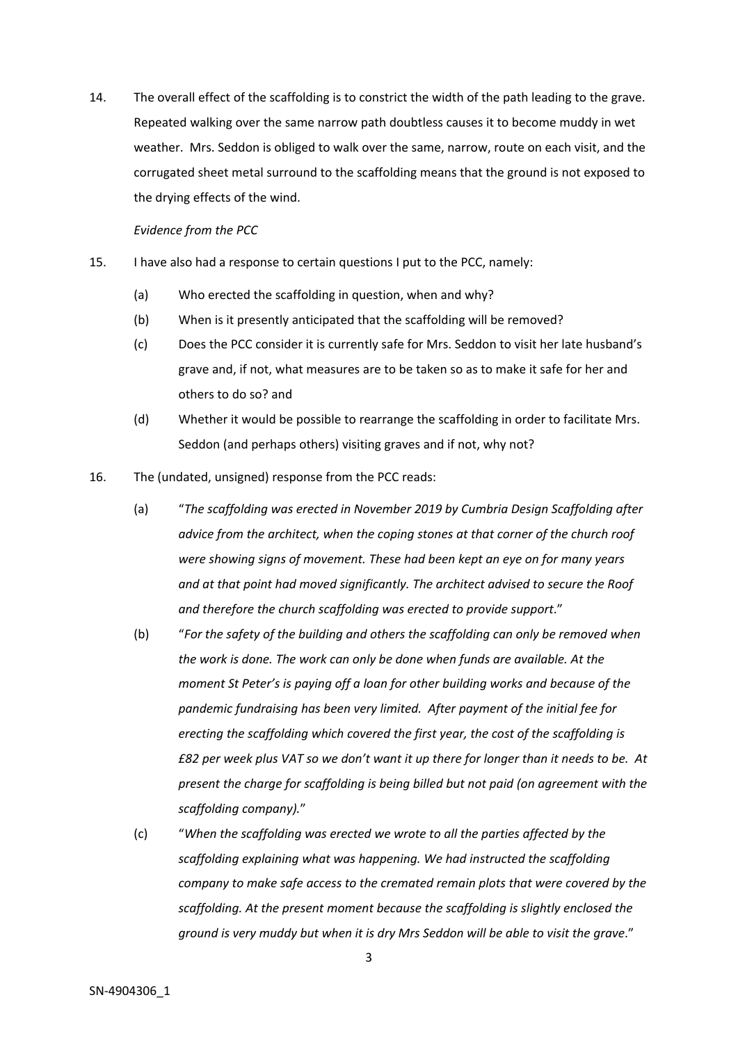14. The overall effect of the scaffolding is to constrict the width of the path leading to the grave. Repeated walking over the same narrow path doubtless causes it to become muddy in wet weather. Mrs. Seddon is obliged to walk over the same, narrow, route on each visit, and the corrugated sheet metal surround to the scaffolding means that the ground is not exposed to the drying effects of the wind.

*Evidence from the PCC*

15. I have also had a response to certain questions I put to the PCC, namely:

    (a) Who erected the scaffolding in question, when and why?

    (b) When is it presently anticipated that the scaffolding will be removed?

    (c) Does the PCC consider it is currently safe for Mrs. Seddon to visit her late husband's grave and, if not, what measures are to be taken so as to make it safe for her and others to do so? and

    (d) Whether it would be possible to rearrange the scaffolding in order to facilitate Mrs. Seddon (and perhaps others) visiting graves and if not, why not?

16. The (undated, unsigned) response from the PCC reads:

    (a) "*The scaffolding was erected in November 2019 by Cumbria Design Scaffolding after advice from the architect, when the coping stones at that corner of the church roof were showing signs of movement. These had been kept an eye on for many years and at that point had moved significantly. The architect advised to secure the Roof and therefore the church scaffolding was erected to provide support*."

    (b) "*For the safety of the building and others the scaffolding can only be removed when the work is done. The work can only be done when funds are available. At the moment St Peter's is paying off a loan for other building works and because of the pandemic fundraising has been very limited. After payment of the initial fee for erecting the scaffolding which covered the first year, the cost of the scaffolding is £82 per week plus VAT so we don't want it up there for longer than it needs to be. At present the charge for scaffolding is being billed but not paid (on agreement with the scaffolding company).*"

    (c) "*When the scaffolding was erected we wrote to all the parties affected by the scaffolding explaining what was happening. We had instructed the scaffolding company to make safe access to the cremated remain plots that were covered by the scaffolding. At the present moment because the scaffolding is slightly enclosed the ground is very muddy but when it is dry Mrs Seddon will be able to visit the grave*."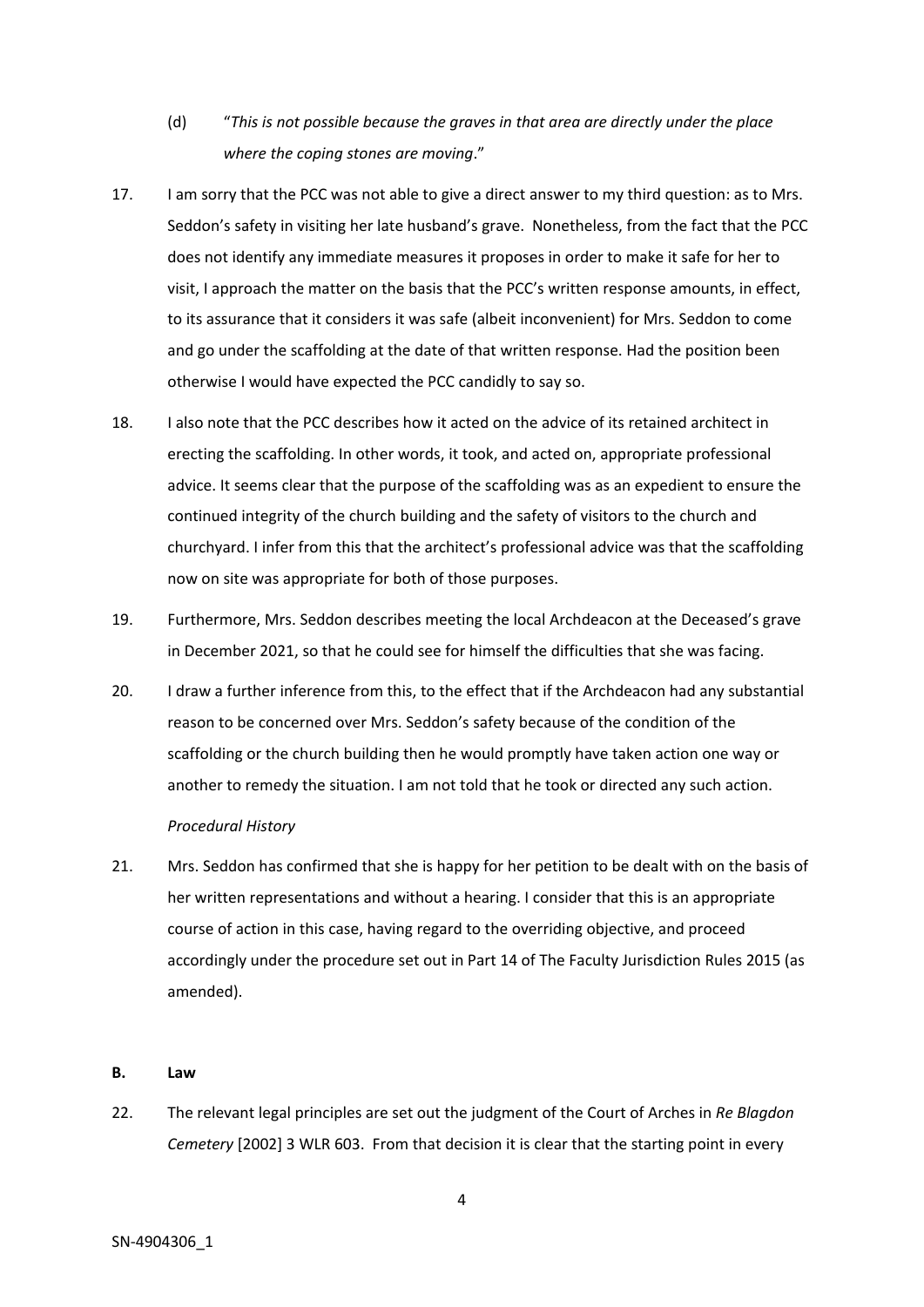(d) "*This is not possible because the graves in that area are directly under the place where the coping stones are moving*."

17. I am sorry that the PCC was not able to give a direct answer to my third question: as to Mrs. Seddon's safety in visiting her late husband's grave. Nonetheless, from the fact that the PCC does not identify any immediate measures it proposes in order to make it safe for her to visit, I approach the matter on the basis that the PCC's written response amounts, in effect, to its assurance that it considers it was safe (albeit inconvenient) for Mrs. Seddon to come and go under the scaffolding at the date of that written response. Had the position been otherwise I would have expected the PCC candidly to say so.

18. I also note that the PCC describes how it acted on the advice of its retained architect in erecting the scaffolding. In other words, it took, and acted on, appropriate professional advice. It seems clear that the purpose of the scaffolding was as an expedient to ensure the continued integrity of the church building and the safety of visitors to the church and churchyard. I infer from this that the architect's professional advice was that the scaffolding now on site was appropriate for both of those purposes.

19. Furthermore, Mrs. Seddon describes meeting the local Archdeacon at the Deceased's grave in December 2021, so that he could see for himself the difficulties that she was facing.

20. I draw a further inference from this, to the effect that if the Archdeacon had any substantial reason to be concerned over Mrs. Seddon's safety because of the condition of the scaffolding or the church building then he would promptly have taken action one way or another to remedy the situation. I am not told that he took or directed any such action.

*Procedural History*

21. Mrs. Seddon has confirmed that she is happy for her petition to be dealt with on the basis of her written representations and without a hearing. I consider that this is an appropriate course of action in this case, having regard to the overriding objective, and proceed accordingly under the procedure set out in Part 14 of The Faculty Jurisdiction Rules 2015 (as amended).

## B. Law

22. The relevant legal principles are set out the judgment of the Court of Arches in *Re Blagdon Cemetery* [2002] 3 WLR 603. From that decision it is clear that the starting point in every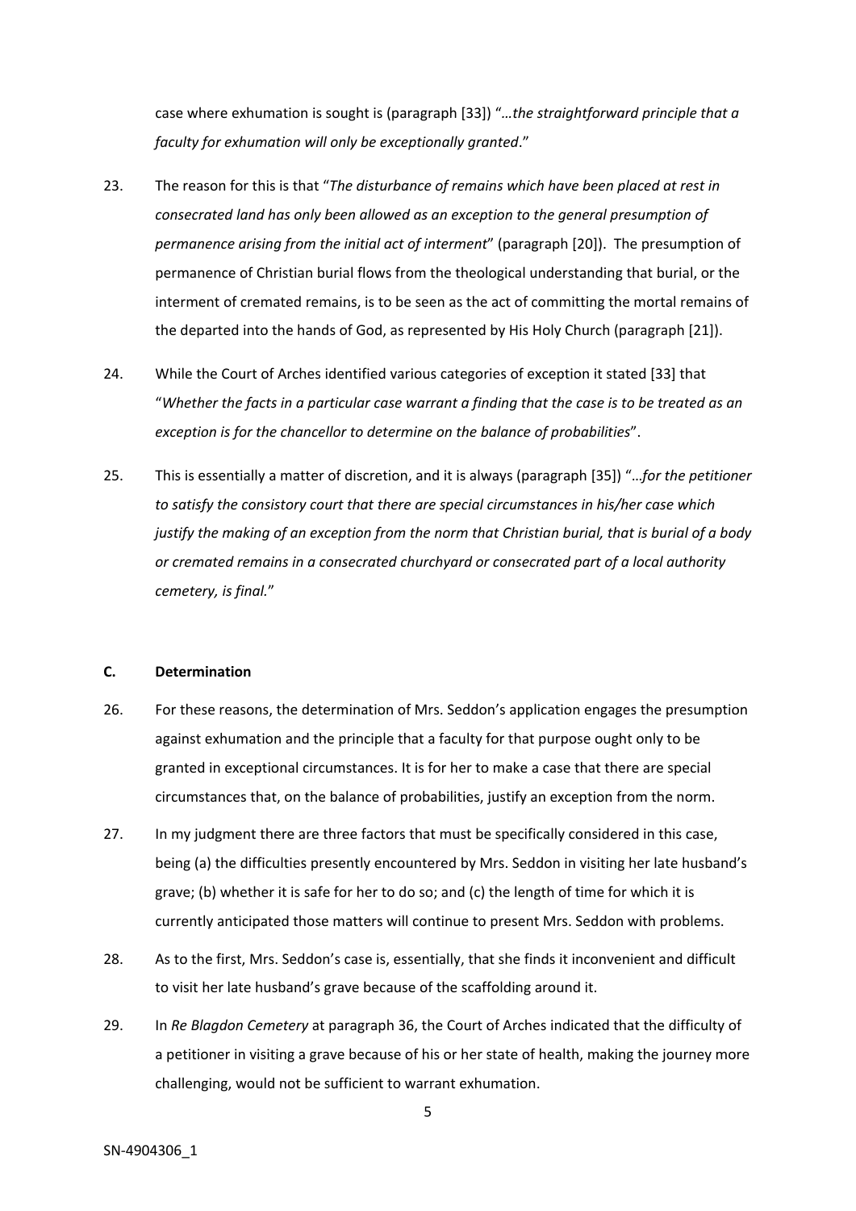case where exhumation is sought is (paragraph [33]) "*…the straightforward principle that a faculty for exhumation will only be exceptionally granted*."

23. The reason for this is that "*The disturbance of remains which have been placed at rest in consecrated land has only been allowed as an exception to the general presumption of permanence arising from the initial act of interment*" (paragraph [20]). The presumption of permanence of Christian burial flows from the theological understanding that burial, or the interment of cremated remains, is to be seen as the act of committing the mortal remains of the departed into the hands of God, as represented by His Holy Church (paragraph [21]).

24. While the Court of Arches identified various categories of exception it stated [33] that "*Whether the facts in a particular case warrant a finding that the case is to be treated as an exception is for the chancellor to determine on the balance of probabilities*".

25. This is essentially a matter of discretion, and it is always (paragraph [35]) "*…for the petitioner to satisfy the consistory court that there are special circumstances in his/her case which justify the making of an exception from the norm that Christian burial, that is burial of a body or cremated remains in a consecrated churchyard or consecrated part of a local authority cemetery, is final.*"

## C. Determination

26. For these reasons, the determination of Mrs. Seddon's application engages the presumption against exhumation and the principle that a faculty for that purpose ought only to be granted in exceptional circumstances. It is for her to make a case that there are special circumstances that, on the balance of probabilities, justify an exception from the norm.

27. In my judgment there are three factors that must be specifically considered in this case, being (a) the difficulties presently encountered by Mrs. Seddon in visiting her late husband's grave; (b) whether it is safe for her to do so; and (c) the length of time for which it is currently anticipated those matters will continue to present Mrs. Seddon with problems.

28. As to the first, Mrs. Seddon's case is, essentially, that she finds it inconvenient and difficult to visit her late husband's grave because of the scaffolding around it.

29. In *Re Blagdon Cemetery* at paragraph 36, the Court of Arches indicated that the difficulty of a petitioner in visiting a grave because of his or her state of health, making the journey more challenging, would not be sufficient to warrant exhumation.

SN-4904306_1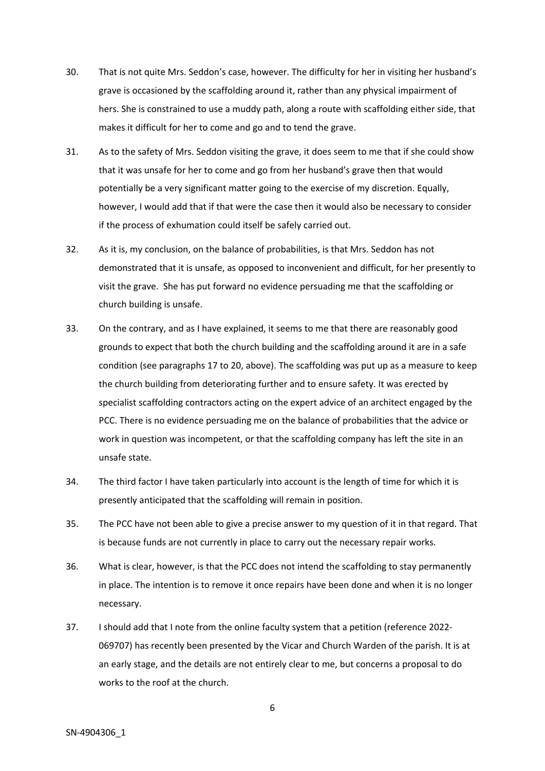30. That is not quite Mrs. Seddon's case, however. The difficulty for her in visiting her husband's grave is occasioned by the scaffolding around it, rather than any physical impairment of hers. She is constrained to use a muddy path, along a route with scaffolding either side, that makes it difficult for her to come and go and to tend the grave.

31. As to the safety of Mrs. Seddon visiting the grave, it does seem to me that if she could show that it was unsafe for her to come and go from her husband's grave then that would potentially be a very significant matter going to the exercise of my discretion. Equally, however, I would add that if that were the case then it would also be necessary to consider if the process of exhumation could itself be safely carried out.

32. As it is, my conclusion, on the balance of probabilities, is that Mrs. Seddon has not demonstrated that it is unsafe, as opposed to inconvenient and difficult, for her presently to visit the grave. She has put forward no evidence persuading me that the scaffolding or church building is unsafe.

33. On the contrary, and as I have explained, it seems to me that there are reasonably good grounds to expect that both the church building and the scaffolding around it are in a safe condition (see paragraphs 17 to 20, above). The scaffolding was put up as a measure to keep the church building from deteriorating further and to ensure safety. It was erected by specialist scaffolding contractors acting on the expert advice of an architect engaged by the PCC. There is no evidence persuading me on the balance of probabilities that the advice or work in question was incompetent, or that the scaffolding company has left the site in an unsafe state.

34. The third factor I have taken particularly into account is the length of time for which it is presently anticipated that the scaffolding will remain in position.

35. The PCC have not been able to give a precise answer to my question of it in that regard. That is because funds are not currently in place to carry out the necessary repair works.

36. What is clear, however, is that the PCC does not intend the scaffolding to stay permanently in place. The intention is to remove it once repairs have been done and when it is no longer necessary.

37. I should add that I note from the online faculty system that a petition (reference 2022-069707) has recently been presented by the Vicar and Church Warden of the parish. It is at an early stage, and the details are not entirely clear to me, but concerns a proposal to do works to the roof at the church.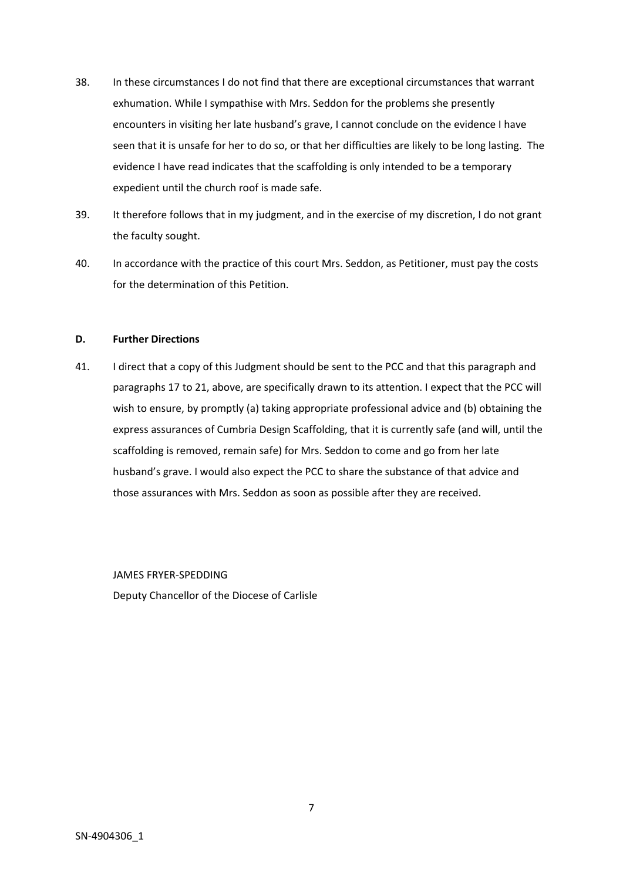38. In these circumstances I do not find that there are exceptional circumstances that warrant exhumation. While I sympathise with Mrs. Seddon for the problems she presently encounters in visiting her late husband's grave, I cannot conclude on the evidence I have seen that it is unsafe for her to do so, or that her difficulties are likely to be long lasting. The evidence I have read indicates that the scaffolding is only intended to be a temporary expedient until the church roof is made safe.

39. It therefore follows that in my judgment, and in the exercise of my discretion, I do not grant the faculty sought.

40. In accordance with the practice of this court Mrs. Seddon, as Petitioner, must pay the costs for the determination of this Petition.

#### D. Further Directions

41. I direct that a copy of this Judgment should be sent to the PCC and that this paragraph and paragraphs 17 to 21, above, are specifically drawn to its attention. I expect that the PCC will wish to ensure, by promptly (a) taking appropriate professional advice and (b) obtaining the express assurances of Cumbria Design Scaffolding, that it is currently safe (and will, until the scaffolding is removed, remain safe) for Mrs. Seddon to come and go from her late husband's grave. I would also expect the PCC to share the substance of that advice and those assurances with Mrs. Seddon as soon as possible after they are received.

JAMES FRYER-SPEDDING

Deputy Chancellor of the Diocese of Carlisle

SN-4904306_1